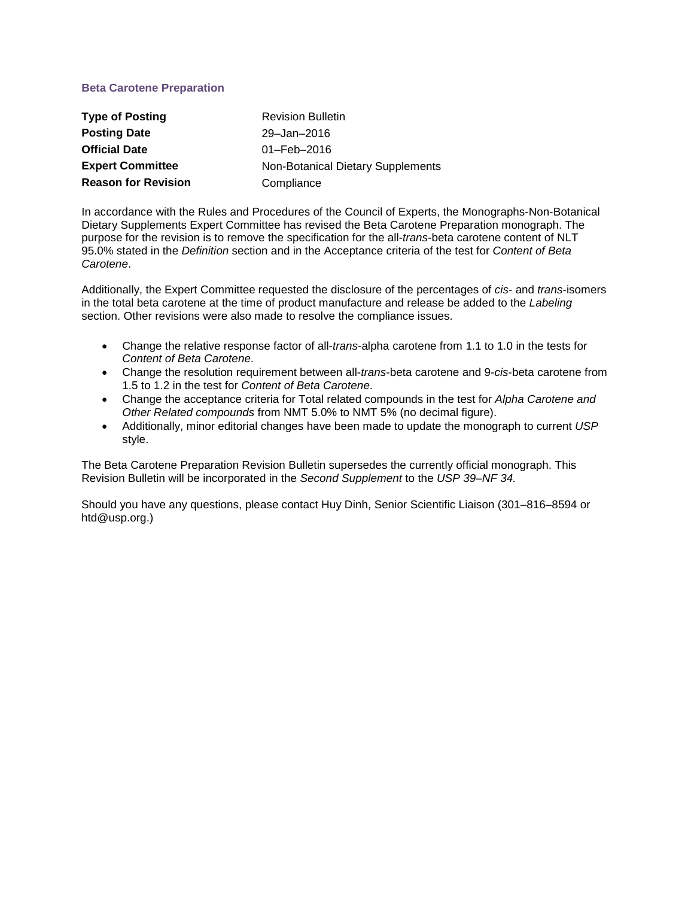## Beta Carotene Preparation

| | |
|---|---|
| **Type of Posting** | Revision Bulletin |
| **Posting Date** | 29–Jan–2016 |
| **Official Date** | 01–Feb–2016 |
| **Expert Committee** | Non-Botanical Dietary Supplements |
| **Reason for Revision** | Compliance |

In accordance with the Rules and Procedures of the Council of Experts, the Monographs-Non-Botanical Dietary Supplements Expert Committee has revised the Beta Carotene Preparation monograph. The purpose for the revision is to remove the specification for the all-*trans*-beta carotene content of NLT 95.0% stated in the *Definition* section and in the Acceptance criteria of the test for *Content of Beta Carotene*.

Additionally, the Expert Committee requested the disclosure of the percentages of *cis*- and *trans*-isomers in the total beta carotene at the time of product manufacture and release be added to the *Labeling* section. Other revisions were also made to resolve the compliance issues.

- Change the relative response factor of all-*trans*-alpha carotene from 1.1 to 1.0 in the tests for *Content of Beta Carotene*.
- Change the resolution requirement between all-*trans*-beta carotene and 9-*cis*-beta carotene from 1.5 to 1.2 in the test for *Content of Beta Carotene*.
- Change the acceptance criteria for Total related compounds in the test for *Alpha Carotene and Other Related compounds* from NMT 5.0% to NMT 5% (no decimal figure).
- Additionally, minor editorial changes have been made to update the monograph to current *USP* style.

The Beta Carotene Preparation Revision Bulletin supersedes the currently official monograph. This Revision Bulletin will be incorporated in the *Second Supplement* to the *USP 39–NF 34.*

Should you have any questions, please contact Huy Dinh, Senior Scientific Liaison (301–816–8594 or htd@usp.org.)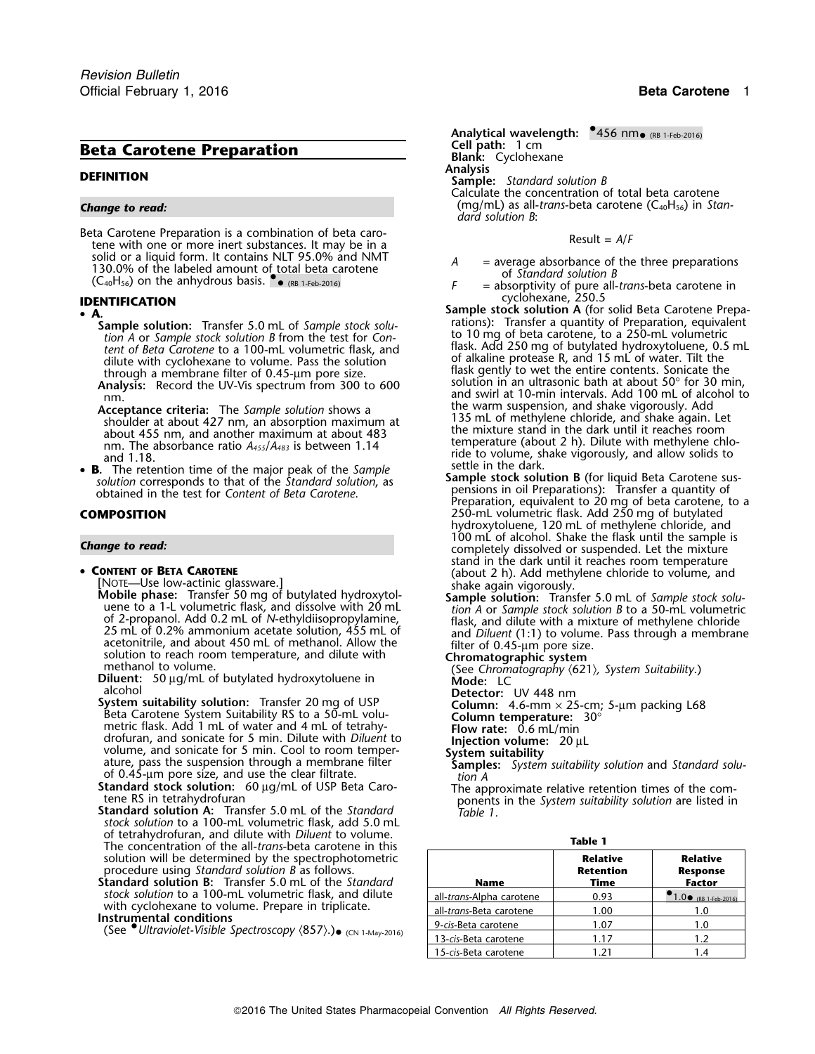# Beta Carotene Preparation

## DEFINITION

*Change to read:*

Beta Carotene Preparation is a combination of beta carotene with one or more inert substances. It may be in a solid or a liquid form. It contains NLT 95.0% and NMT 130.0% of the labeled amount of total beta carotene ($C_{40}H_{56}$) on the anhydrous basis. ●● (RB 1-Feb-2016)

## IDENTIFICATION

- **A.**

  **Sample solution:** Transfer 5.0 mL of *Sample stock solution A* or *Sample stock solution B* from the test for *Content of Beta Carotene* to a 100-mL volumetric flask, and dilute with cyclohexane to volume. Pass the solution through a membrane filter of 0.45-µm pore size.

  **Analysis:** Record the UV-Vis spectrum from 300 to 600 nm.

  **Acceptance criteria:** The *Sample solution* shows a shoulder at about 427 nm, an absorption maximum at about 455 nm, and another maximum at about 483 nm. The absorbance ratio $A_{455}/A_{483}$ is between 1.14 and 1.18.

- **B.** The retention time of the major peak of the *Sample solution* corresponds to that of the *Standard solution*, as obtained in the test for *Content of Beta Carotene*.

## COMPOSITION

*Change to read:*

- **Content of Beta Carotene**

  [Note—Use low-actinic glassware.]

  **Mobile phase:** Transfer 50 mg of butylated hydroxytoluene to a 1-L volumetric flask, and dissolve with 20 mL of 2-propanol. Add 0.2 mL of *N*-ethyldiisopropylamine, 25 mL of 0.2% ammonium acetate solution, 455 mL of acetonitrile, and about 450 mL of methanol. Allow the solution to reach room temperature, and dilute with methanol to volume.

  **Diluent:** 50 µg/mL of butylated hydroxytoluene in alcohol

  **System suitability solution:** Transfer 20 mg of USP Beta Carotene System Suitability RS to a 50-mL volumetric flask. Add 1 mL of water and 4 mL of tetrahydrofuran, and sonicate for 5 min. Dilute with *Diluent* to volume, and sonicate for 5 min. Cool to room temperature, pass the suspension through a membrane filter of 0.45-µm pore size, and use the clear filtrate.

  **Standard stock solution:** 60 µg/mL of USP Beta Carotene RS in tetrahydrofuran

  **Standard solution A:** Transfer 5.0 mL of the *Standard stock solution* to a 100-mL volumetric flask, add 5.0 mL of tetrahydrofuran, and dilute with *Diluent* to volume. The concentration of the all-*trans*-beta carotene in this solution will be determined by the spectrophotometric procedure using *Standard solution B* as follows.

  **Standard solution B:** Transfer 5.0 mL of the *Standard stock solution* to a 100-mL volumetric flask, and dilute with cyclohexane to volume. Prepare in triplicate.

  **Instrumental conditions**

  (See ●*Ultraviolet-Visible Spectroscopy* ⟨857⟩.)● (CN 1-May-2016)

  **Analytical wavelength:** ●456 nm● (RB 1-Feb-2016)

  **Cell path:** 1 cm

  **Blank:** Cyclohexane

  **Analysis**

  **Sample:** *Standard solution B*

  Calculate the concentration of total beta carotene (mg/mL) as all-*trans*-beta carotene ($C_{40}H_{56}$) in *Standard solution B*:

  $$\text{Result} = A/F$$

  $A$ = average absorbance of the three preparations of *Standard solution B*

  $F$ = absorptivity of pure all-*trans*-beta carotene in cyclohexane, 250.5

  **Sample stock solution A** (for solid Beta Carotene Preparations)**:** Transfer a quantity of Preparation, equivalent to 10 mg of beta carotene, to a 250-mL volumetric flask. Add 250 mg of butylated hydroxytoluene, 0.5 mL of alkaline protease R, and 15 mL of water. Tilt the flask gently to wet the entire contents. Sonicate the solution in an ultrasonic bath at about 50° for 30 min, and swirl at 10-min intervals. Add 100 mL of alcohol to the warm suspension, and shake vigorously. Add 135 mL of methylene chloride, and shake again. Let the mixture stand in the dark until it reaches room temperature (about 2 h). Dilute with methylene chloride to volume, shake vigorously, and allow solids to settle in the dark.

  **Sample stock solution B** (for liquid Beta Carotene suspensions in oil Preparations)**:** Transfer a quantity of Preparation, equivalent to 20 mg of beta carotene, to a 250-mL volumetric flask. Add 250 mg of butylated hydroxytoluene, 120 mL of methylene chloride, and 100 mL of alcohol. Shake the flask until the sample is completely dissolved or suspended. Let the mixture stand in the dark until it reaches room temperature (about 2 h). Add methylene chloride to volume, and shake again vigorously.

  **Sample solution:** Transfer 5.0 mL of *Sample stock solution A* or *Sample stock solution B* to a 50-mL volumetric flask, and dilute with a mixture of methylene chloride and *Diluent* (1:1) to volume. Pass through a membrane filter of 0.45-µm pore size.

  **Chromatographic system**

  (See *Chromatography* ⟨621⟩, *System Suitability*.)

  **Mode:** LC

  **Detector:** UV 448 nm

  **Column:** 4.6-mm × 25-cm; 5-µm packing L68

  **Column temperature:** 30°

  **Flow rate:** 0.6 mL/min

  **Injection volume:** 20 µL

  **System suitability**

  **Samples:** *System suitability solution* and *Standard solution A*

  The approximate relative retention times of the components in the *System suitability solution* are listed in *Table 1.*

**Table 1**

| Name | Relative Retention Time | Relative Response Factor |
|---|---|---|
| all-*trans*-Alpha carotene | 0.93 | ●1.0● (RB 1-Feb-2016) |
| all-*trans*-Beta carotene | 1.00 | 1.0 |
| 9-*cis*-Beta carotene | 1.07 | 1.0 |
| 13-*cis*-Beta carotene | 1.17 | 1.2 |
| 15-*cis*-Beta carotene | 1.21 | 1.4 |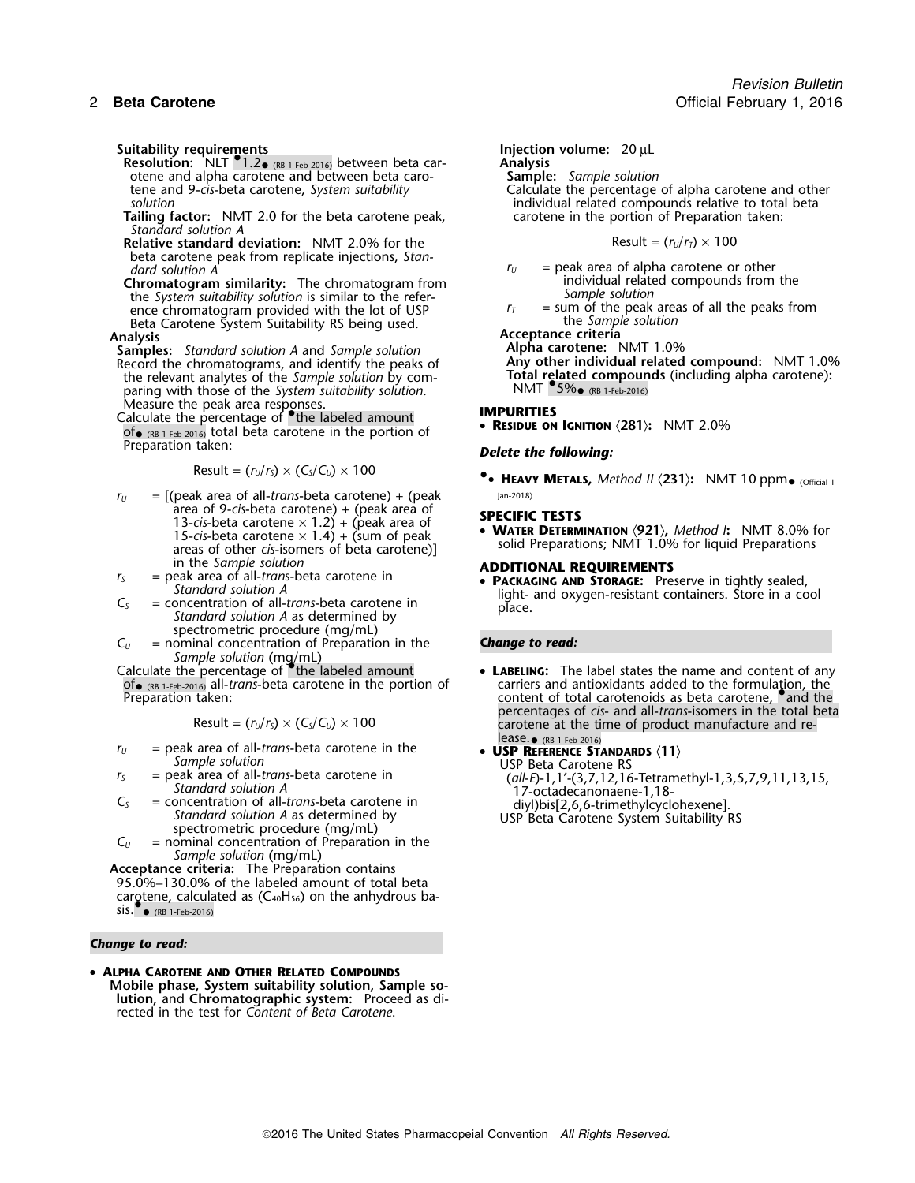**Suitability requirements**

**Resolution:** NLT •1.2• (RB 1-Feb-2016) between beta carotene and alpha carotene and between beta carotene and 9-*cis*-beta carotene, *System suitability solution*

**Tailing factor:** NMT 2.0 for the beta carotene peak, *Standard solution A*

**Relative standard deviation:** NMT 2.0% for the beta carotene peak from replicate injections, *Standard solution A*

**Chromatogram similarity:** The chromatogram from the *System suitability solution* is similar to the reference chromatogram provided with the lot of USP Beta Carotene System Suitability RS being used.

**Analysis**

**Samples:** *Standard solution A* and *Sample solution*

Record the chromatograms, and identify the peaks of the relevant analytes of the *Sample solution* by comparing with those of the *System suitability solution.* Measure the peak area responses.

Calculate the percentage of •the labeled amount of• (RB 1-Feb-2016) total beta carotene in the portion of Preparation taken:

$$\text{Result} = (r_U/r_S) \times (C_S/C_U) \times 100$$

$r_U$ = [(peak area of all-*trans*-beta carotene) + (peak area of 9-*cis*-beta carotene) + (peak area of 13-*cis*-beta carotene × 1.2) + (peak area of 15-*cis*-beta carotene × 1.4) + (sum of peak areas of other *cis*-isomers of beta carotene)] in the *Sample solution*

$r_S$ = peak area of all-*trans*-beta carotene in *Standard solution A*

$C_S$ = concentration of all-*trans*-beta carotene in *Standard solution A* as determined by spectrometric procedure (mg/mL)

$C_U$ = nominal concentration of Preparation in the *Sample solution* (mg/mL)

Calculate the percentage of •the labeled amount of• (RB 1-Feb-2016) all-*trans*-beta carotene in the portion of Preparation taken:

$$\text{Result} = (r_U/r_S) \times (C_S/C_U) \times 100$$

$r_U$ = peak area of all-*trans*-beta carotene in the *Sample solution*

$r_S$ = peak area of all-*trans*-beta carotene in *Standard solution A*

$C_S$ = concentration of all-*trans*-beta carotene in *Standard solution A* as determined by spectrometric procedure (mg/mL)

$C_U$ = nominal concentration of Preparation in the *Sample solution* (mg/mL)

**Acceptance criteria**: The Preparation contains 95.0%–130.0% of the labeled amount of total beta carotene, calculated as ($C_{40}H_{56}$) on the anhydrous basis.• (RB 1-Feb-2016)

***Change to read:***

- **Alpha Carotene and Other Related Compounds**

**Mobile phase, System suitability solution, Sample solution,** and **Chromatographic system:** Proceed as directed in the test for *Content of Beta Carotene.*

**Injection volume:** 20 µL

**Analysis**

**Sample:** *Sample solution*

Calculate the percentage of alpha carotene and other individual related compounds relative to total beta carotene in the portion of Preparation taken:

$$\text{Result} = (r_U/r_T) \times 100$$

$r_U$ = peak area of alpha carotene or other individual related compounds from the *Sample solution*

$r_T$ = sum of the peak areas of all the peaks from the *Sample solution*

**Acceptance criteria**

**Alpha carotene:** NMT 1.0%

**Any other individual related compound:** NMT 1.0%

**Total related compounds** (including alpha carotene): NMT •5%• (RB 1-Feb-2016)

## IMPURITIES

- **Residue on Ignition** ⟨281⟩**:** NMT 2.0%

***Delete the following:***

- •• **Heavy Metals,** *Method II* ⟨231⟩**:** NMT 10 ppm• (Official 1-Jan-2018)

## SPECIFIC TESTS

- **Water Determination** ⟨921⟩**,** *Method I***:** NMT 8.0% for solid Preparations; NMT 1.0% for liquid Preparations

## ADDITIONAL REQUIREMENTS

- **Packaging and Storage:** Preserve in tightly sealed, light- and oxygen-resistant containers. Store in a cool place.

***Change to read:***

- **Labeling:** The label states the name and content of any carriers and antioxidants added to the formulation, the content of total carotenoids as beta carotene, •and the percentages of *cis*- and all-*trans*-isomers in the total beta carotene at the time of product manufacture and release.• (RB 1-Feb-2016)
- **USP Reference Standards** ⟨11⟩

  USP Beta Carotene RS

  (*all-E*)-1,1′-(3,7,12,16-Tetramethyl-1,3,5,7,9,11,13,15,17-octadecanonaene-1,18-diyl)bis[2,6,6-trimethylcyclohexene].

  USP Beta Carotene System Suitability RS